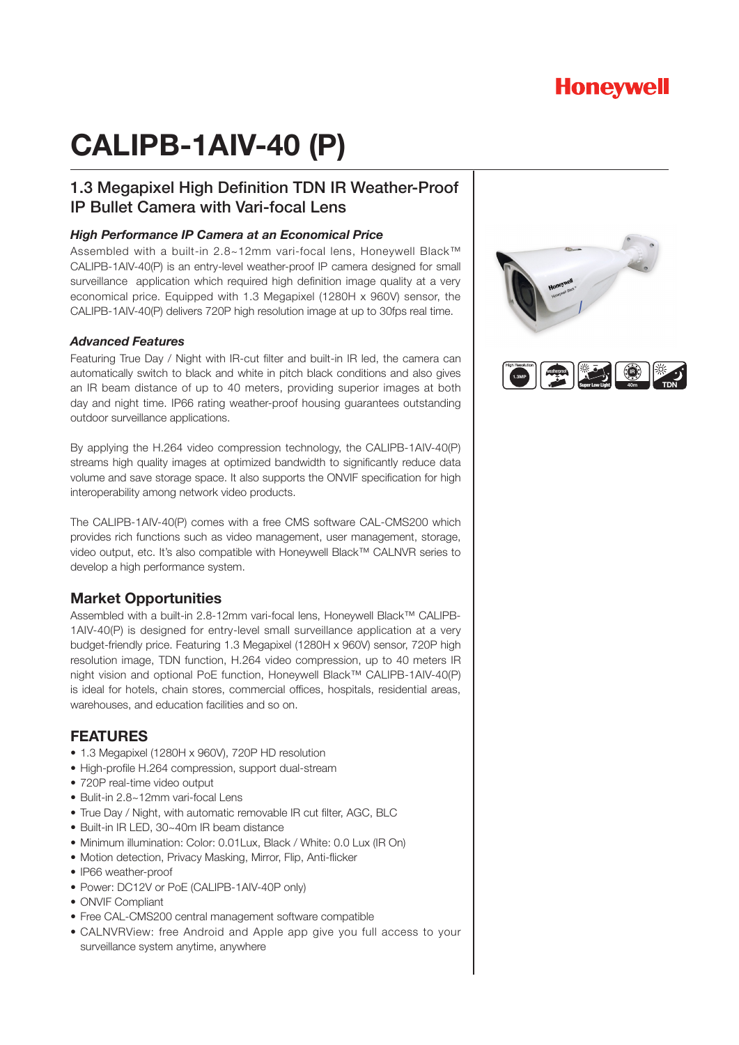Honeywell

# CALIPB-1AIV-40 (P)

## 1.3 Megapixel High Definition TDN IR Weather-Proof IP Bullet Camera with Vari-focal Lens

### *High Performance IP Camera at an Economical Price*

Assembled with a built-in 2.8~12mm vari-focal lens, Honeywell Black™ CALIPB-1AIV-40(P) is an entry-level weather-proof IP camera designed for small surveillance application which required high definition image quality at a very economical price. Equipped with 1.3 Megapixel (1280H x 960V) sensor, the CALIPB-1AIV-40(P) delivers 720P high resolution image at up to 30fps real time.

### *Advanced Features*

Featuring True Day / Night with IR-cut filter and built-in IR led, the camera can automatically switch to black and white in pitch black conditions and also gives an IR beam distance of up to 40 meters, providing superior images at both day and night time. IP66 rating weather-proof housing guarantees outstanding outdoor surveillance applications.

By applying the H.264 video compression technology, the CALIPB-1AIV-40(P) streams high quality images at optimized bandwidth to significantly reduce data volume and save storage space. It also supports the ONVIF specification for high interoperability among network video products.

The CALIPB-1AIV-40(P) comes with a free CMS software CAL-CMS200 which provides rich functions such as video management, user management, storage, video output, etc. It's also compatible with Honeywell Black™ CALNVR series to develop a high performance system.

## Market Opportunities

Assembled with a built-in 2.8-12mm vari-focal lens, Honeywell Black™ CALIPB-1AIV-40(P) is designed for entry-level small surveillance application at a very budget-friendly price. Featuring 1.3 Megapixel (1280H x 960V) sensor, 720P high resolution image, TDN function, H.264 video compression, up to 40 meters IR night vision and optional PoE function, Honeywell Black™ CALIPB-1AIV-40(P) is ideal for hotels, chain stores, commercial offices, hospitals, residential areas, warehouses, and education facilities and so on.

## FEATURES

- 1.3 Megapixel (1280H x 960V), 720P HD resolution
- High-profile H.264 compression, support dual-stream
- 720P real-time video output
- Bulit-in 2.8~12mm vari-focal Lens
- True Day / Night, with automatic removable IR cut filter, AGC, BLC
- Built-in IR LED, 30~40m IR beam distance
- Minimum illumination: Color: 0.01Lux, Black / White: 0.0 Lux (IR On)
- Motion detection, Privacy Masking, Mirror, Flip, Anti-flicker
- IP66 weather-proof
- Power: DC12V or PoE (CALIPB-1AIV-40P only)
- ONVIF Compliant
- Free CAL-CMS200 central management software compatible
- CALNVRView: free Android and Apple app give you full access to your surveillance system anytime, anywhere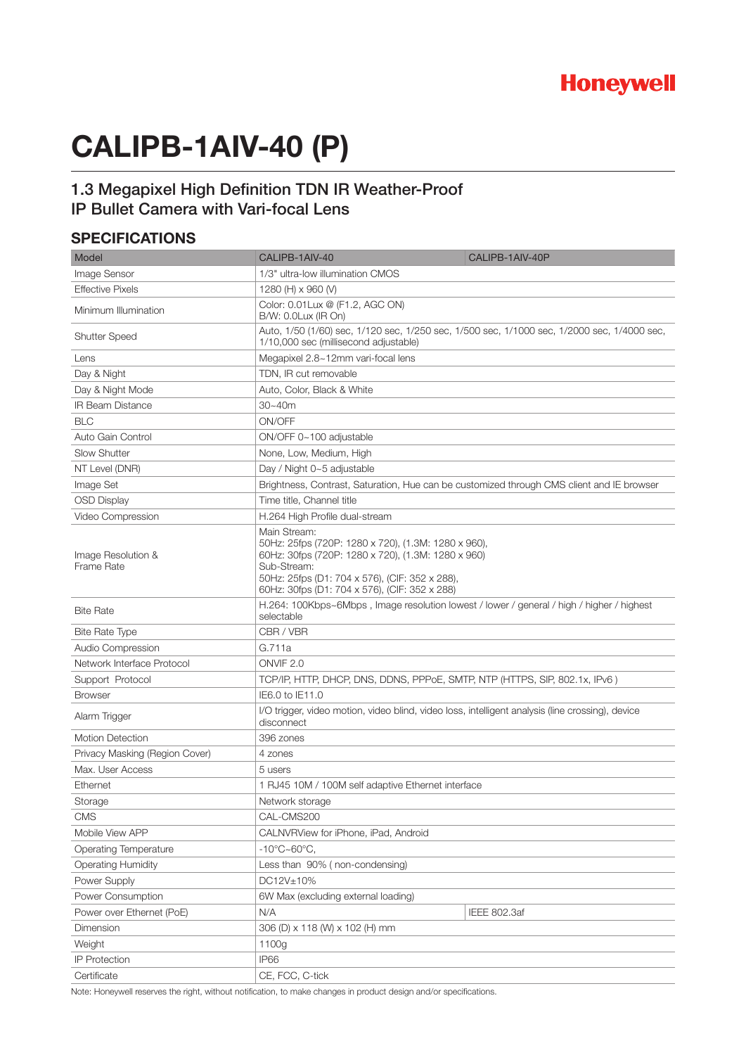Honeywell

# CALIPB-1AIV-40 (P)

## 1.3 Megapixel High Definition TDN IR Weather-Proof IP Bullet Camera with Vari-focal Lens

### SPECIFICATIONS

| Model | CALIPB-1AIV-40 | CALIPB-1AIV-40P |
|---|---|---|
| Image Sensor | 1/3" ultra-low illumination CMOS | |
| Effective Pixels | 1280 (H) x 960 (V) | |
| Minimum Illumination | Color: 0.01Lux @ (F1.2, AGC ON)<br>B/W: 0.0Lux (IR On) | |
| Shutter Speed | Auto, 1/50 (1/60) sec, 1/120 sec, 1/250 sec, 1/500 sec, 1/1000 sec, 1/2000 sec, 1/4000 sec, 1/10,000 sec (millisecond adjustable) | |
| Lens | Megapixel 2.8~12mm vari-focal lens | |
| Day & Night | TDN, IR cut removable | |
| Day & Night Mode | Auto, Color, Black & White | |
| IR Beam Distance | 30~40m | |
| BLC | ON/OFF | |
| Auto Gain Control | ON/OFF 0~100 adjustable | |
| Slow Shutter | None, Low, Medium, High | |
| NT Level (DNR) | Day / Night 0~5 adjustable | |
| Image Set | Brightness, Contrast, Saturation, Hue can be customized through CMS client and IE browser | |
| OSD Display | Time title, Channel title | |
| Video Compression | H.264 High Profile dual-stream | |
| Image Resolution & Frame Rate | Main Stream:<br>50Hz: 25fps (720P: 1280 x 720), (1.3M: 1280 x 960),<br>60Hz: 30fps (720P: 1280 x 720), (1.3M: 1280 x 960)<br>Sub-Stream:<br>50Hz: 25fps (D1: 704 x 576), (CIF: 352 x 288),<br>60Hz: 30fps (D1: 704 x 576), (CIF: 352 x 288) | |
| Bite Rate | H.264: 100Kbps~6Mbps , Image resolution lowest / lower / general / high / higher / highest selectable | |
| Bite Rate Type | CBR / VBR | |
| Audio Compression | G.711a | |
| Network Interface Protocol | ONVIF 2.0 | |
| Support Protocol | TCP/IP, HTTP, DHCP, DNS, DDNS, PPPoE, SMTP, NTP (HTTPS, SIP, 802.1x, IPv6 ) | |
| Browser | IE6.0 to IE11.0 | |
| Alarm Trigger | I/O trigger, video motion, video blind, video loss, intelligent analysis (line crossing), device disconnect | |
| Motion Detection | 396 zones | |
| Privacy Masking (Region Cover) | 4 zones | |
| Max. User Access | 5 users | |
| Ethernet | 1 RJ45 10M / 100M self adaptive Ethernet interface | |
| Storage | Network storage | |
| CMS | CAL-CMS200 | |
| Mobile View APP | CALNVRView for iPhone, iPad, Android | |
| Operating Temperature | -10°C~60°C, | |
| Operating Humidity | Less than 90% ( non-condensing) | |
| Power Supply | DC12V±10% | |
| Power Consumption | 6W Max (excluding external loading) | |
| Power over Ethernet (PoE) | N/A | IEEE 802.3af |
| Dimension | 306 (D) x 118 (W) x 102 (H) mm | |
| Weight | 1100g | |
| IP Protection | IP66 | |
| Certificate | CE, FCC, C-tick | |

Note: Honeywell reserves the right, without notification, to make changes in product design and/or specifications.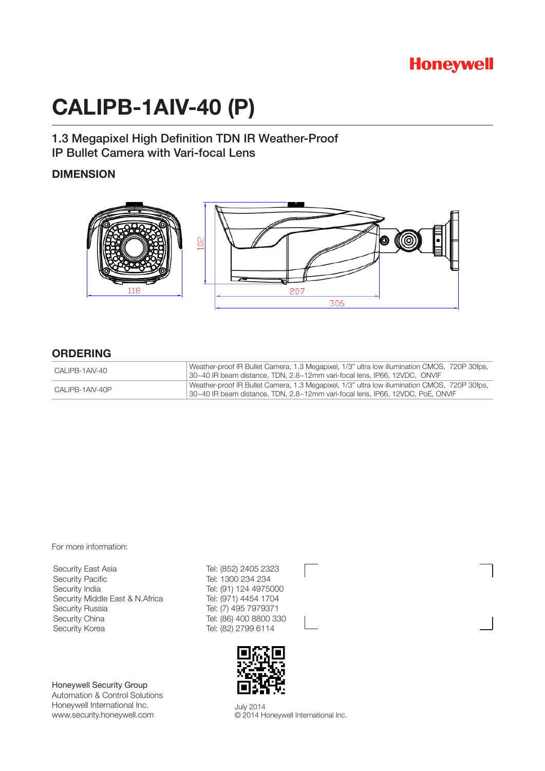Honeywell

# CALIPB-1AIV-40 (P)

## 1.3 Megapixel High Definition TDN IR Weather-Proof IP Bullet Camera with Vari-focal Lens

### DIMENSION

118

102

207

306

### ORDERING

| | |
|---|---|
| CALIPB-1AIV-40 | Weather-proof IR Bullet Camera, 1.3 Megapixel, 1/3" ultra low illumination CMOS, 720P 30fps, 30~40 IR beam distance, TDN, 2.8~12mm vari-focal lens, IP66, 12VDC, ONVIF |
| CALIPB-1AIV-40P | Weather-proof IR Bullet Camera, 1.3 Megapixel, 1/3" ultra low illumination CMOS, 720P 30fps, 30~40 IR beam distance, TDN, 2.8~12mm vari-focal lens, IP66, 12VDC, PoE, ONVIF |

For more information:

| | |
|---|---|
| Security East Asia | Tel: (852) 2405 2323 |
| Security Pacific | Tel: 1300 234 234 |
| Security India | Tel: (91) 124 4975000 |
| Security Middle East & N.Africa | Tel: (971) 4454 1704 |
| Security Russia | Tel: (7) 495 7979371 |
| Security China | Tel: (86) 400 8800 330 |
| Security Korea | Tel: (82) 2799 6114 |

Honeywell Security Group
Automation & Control Solutions
Honeywell International Inc.
www.security.honeywell.com

July 2014
© 2014 Honeywell International Inc.